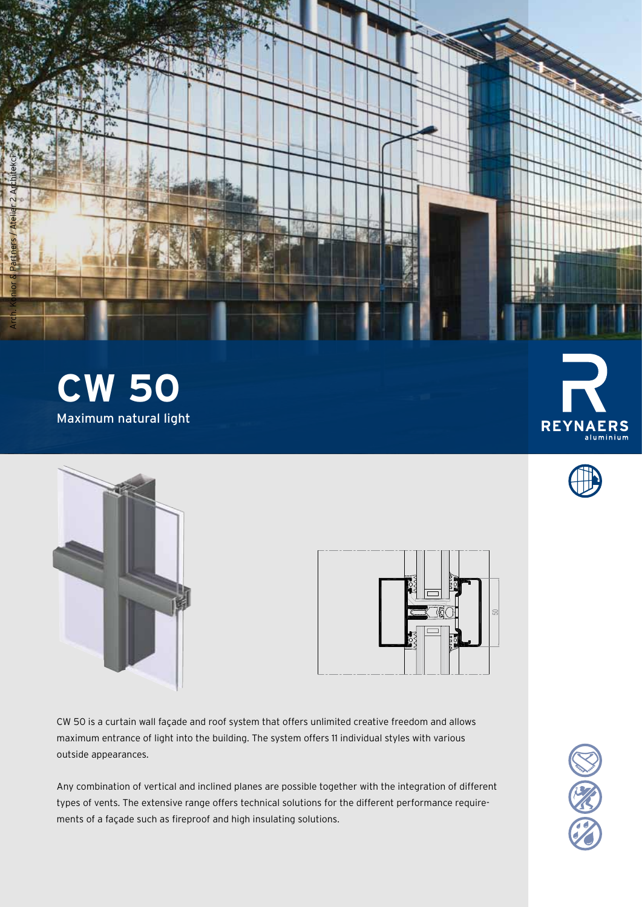Arch. Konior & Partners / Atelier 2 Architekci

# CW 50

Maximum natural light

REYNAERS aluminium

CW 50 is a curtain wall façade and roof system that offers unlimited creative freedom and allows maximum entrance of light into the building. The system offers 11 individual styles with various outside appearances.

Any combination of vertical and inclined planes are possible together with the integration of different types of vents. The extensive range offers technical solutions for the different performance requirements of a façade such as fireproof and high insulating solutions.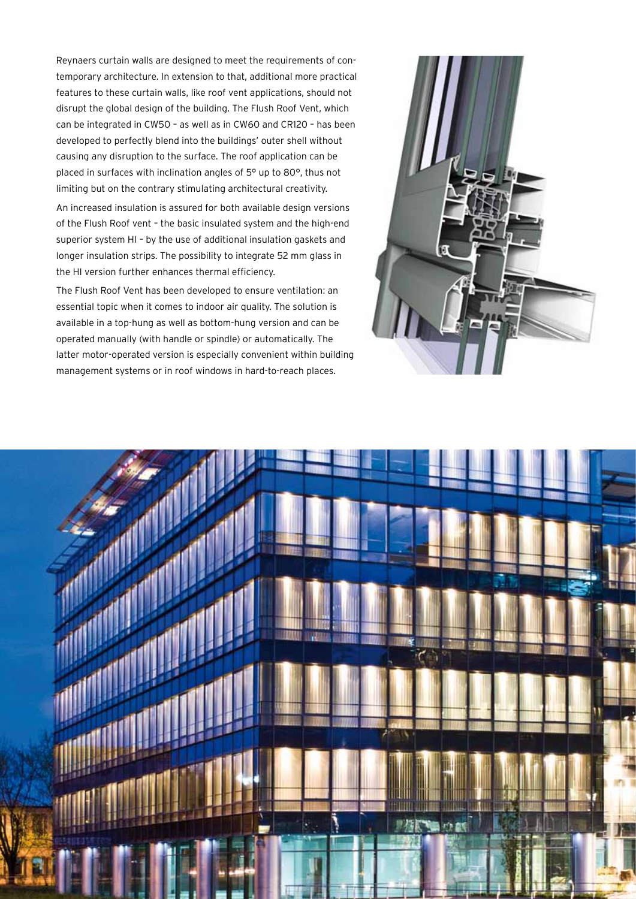Reynaers curtain walls are designed to meet the requirements of contemporary architecture. In extension to that, additional more practical features to these curtain walls, like roof vent applications, should not disrupt the global design of the building. The Flush Roof Vent, which can be integrated in CW50 – as well as in CW60 and CR120 – has been developed to perfectly blend into the buildings' outer shell without causing any disruption to the surface. The roof application can be placed in surfaces with inclination angles of 5° up to 80°, thus not limiting but on the contrary stimulating architectural creativity.

An increased insulation is assured for both available design versions of the Flush Roof vent – the basic insulated system and the high-end superior system HI – by the use of additional insulation gaskets and longer insulation strips. The possibility to integrate 52 mm glass in the HI version further enhances thermal efficiency.

The Flush Roof Vent has been developed to ensure ventilation: an essential topic when it comes to indoor air quality. The solution is available in a top-hung as well as bottom-hung version and can be operated manually (with handle or spindle) or automatically. The latter motor-operated version is especially convenient within building management systems or in roof windows in hard-to-reach places.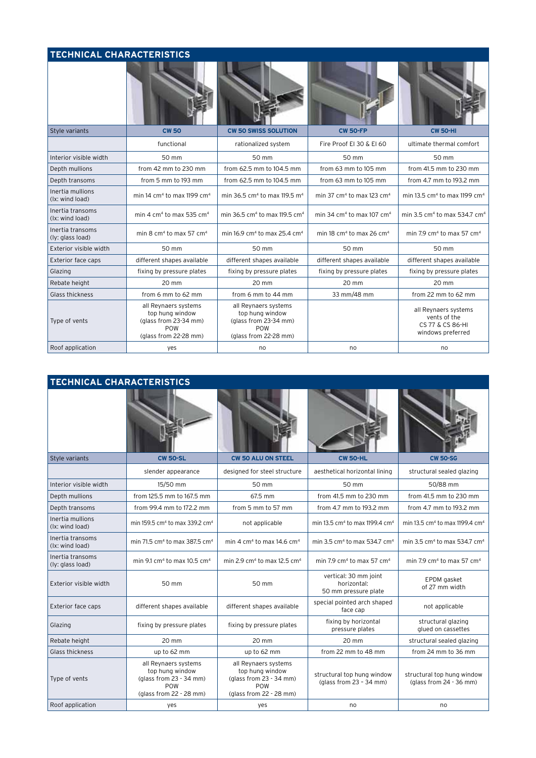## TECHNICAL CHARACTERISTICS

| Style variants | CW 50 | CW 50 SWISS SOLUTION | CW 50-FP | CW 50-HI |
|---|---|---|---|---|
| | functional | rationalized system | Fire Proof EI 30 & EI 60 | ultimate thermal comfort |
| Interior visible width | 50 mm | 50 mm | 50 mm | 50 mm |
| Depth mullions | from 42 mm to 230 mm | from 62.5 mm to 104.5 mm | from 63 mm to 105 mm | from 41.5 mm to 230 mm |
| Depth transoms | from 5 mm to 193 mm | from 62.5 mm to 104.5 mm | from 63 mm to 105 mm | from 4.7 mm to 193.2 mm |
| Inertia mullions (Ix: wind load) | min 14 $cm^4$ to max 1199 $cm^4$ | min 36.5 $cm^4$ to max 119.5 $m^4$ | min 37 $cm^4$ to max 123 $cm^4$ | min 13.5 $cm^4$ to max 1199 $cm^4$ |
| Inertia transoms (Ix: wind load) | min 4 $cm^4$ to max 535 $cm^4$ | min 36.5 $cm^4$ to max 119.5 $cm^4$ | min 34 $cm^4$ to max 107 $cm^4$ | min 3.5 $cm^4$ to max 534.7 $cm^4$ |
| Inertia transoms (Iy: glass load) | min 8 $cm^4$ to max 57 $cm^4$ | min 16.9 $cm^4$ to max 25.4 $cm^4$ | min 18 $cm^4$ to max 26 $cm^4$ | min 7.9 $cm^4$ to max 57 $cm^4$ |
| Exterior visible width | 50 mm | 50 mm | 50 mm | 50 mm |
| Exterior face caps | different shapes available | different shapes available | different shapes available | different shapes available |
| Glazing | fixing by pressure plates | fixing by pressure plates | fixing by pressure plates | fixing by pressure plates |
| Rebate height | 20 mm | 20 mm | 20 mm | 20 mm |
| Glass thickness | from 6 mm to 62 mm | from 6 mm to 44 mm | 33 mm/48 mm | from 22 mm to 62 mm |
| Type of vents | all Reynaers systems top hung window (glass from 23-34 mm) POW (glass from 22-28 mm) | all Reynaers systems top hung window (glass from 23-34 mm) POW (glass from 22-28 mm) | | all Reynaers systems vents of the CS 77 & CS 86-HI windows preferred |
| Roof application | yes | no | no | no |

## TECHNICAL CHARACTERISTICS

| Style variants | CW 50-SL | CW 50 ALU ON STEEL | CW 50-HL | CW 50-SG |
|---|---|---|---|---|
| | slender appearance | designed for steel structure | aesthetical horizontal lining | structural sealed glazing |
| Interior visible width | 15/50 mm | 50 mm | 50 mm | 50/88 mm |
| Depth mullions | from 125.5 mm to 167.5 mm | 67.5 mm | from 41.5 mm to 230 mm | from 41.5 mm to 230 mm |
| Depth transoms | from 99.4 mm to 172.2 mm | from 5 mm to 57 mm | from 4.7 mm to 193.2 mm | from 4.7 mm to 193.2 mm |
| Inertia mullions (Ix: wind load) | min 159.5 $cm^4$ to max 339.2 $cm^4$ | not applicable | min 13.5 $cm^4$ to max 1199.4 $cm^4$ | min 13.5 $cm^4$ to max 1199.4 $cm^4$ |
| Inertia transoms (Ix: wind load) | min 71.5 $cm^4$ to max 387.5 $cm^4$ | min 4 $cm^4$ to max 14.6 $cm^4$ | min 3.5 $cm^4$ to max 534.7 $cm^4$ | min 3.5 $cm^4$ to max 534.7 $cm^4$ |
| Inertia transoms (Iy: glass load) | min 9.1 $cm^4$ to max 10.5 $cm^4$ | min 2.9 $cm^4$ to max 12.5 $cm^4$ | min 7.9 $cm^4$ to max 57 $cm^4$ | min 7.9 $cm^4$ to max 57 $cm^4$ |
| Exterior visible width | 50 mm | 50 mm | vertical: 30 mm joint horizontal: 50 mm pressure plate | EPDM gasket of 27 mm width |
| Exterior face caps | different shapes available | different shapes available | special pointed arch shaped face cap | not applicable |
| Glazing | fixing by pressure plates | fixing by pressure plates | fixing by horizontal pressure plates | structural glazing glued on cassettes |
| Rebate height | 20 mm | 20 mm | 20 mm | structural sealed glazing |
| Glass thickness | up to 62 mm | up to 62 mm | from 22 mm to 48 mm | from 24 mm to 36 mm |
| Type of vents | all Reynaers systems top hung window (glass from 23 - 34 mm) POW (glass from 22 - 28 mm) | all Reynaers systems top hung window (glass from 23 - 34 mm) POW (glass from 22 - 28 mm) | structural top hung window (glass from 23 - 34 mm) | structural top hung window (glass from 24 - 36 mm) |
| Roof application | yes | yes | no | no |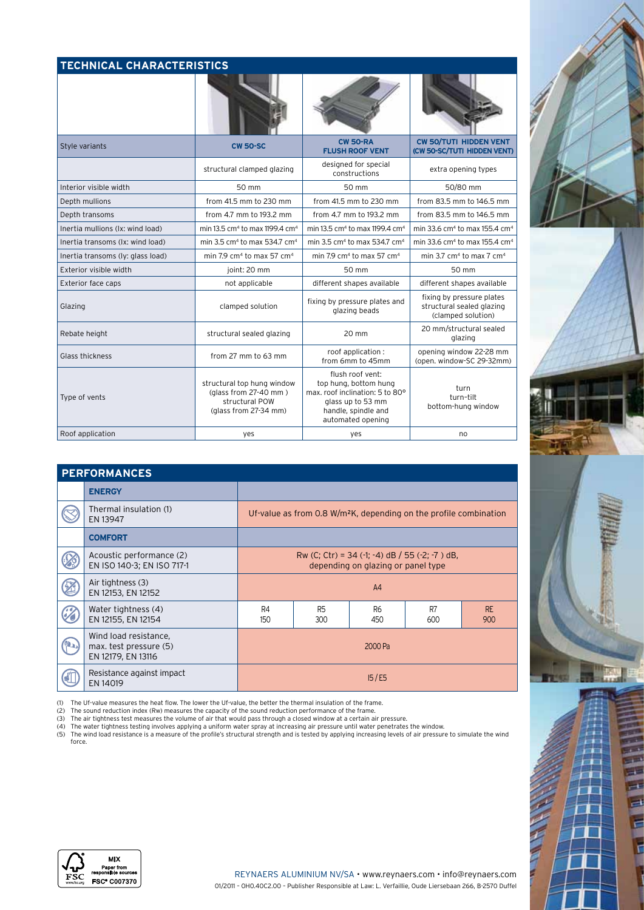## TECHNICAL CHARACTERISTICS

| Style variants | CW 50-SC | CW 50-RA FLUSH ROOF VENT | CW 50/TUTI HIDDEN VENT (CW 50-SC/TUTI HIDDEN VENT) |
|---|---|---|---|
| | structural clamped glazing | designed for special constructions | extra opening types |
| Interior visible width | 50 mm | 50 mm | 50/80 mm |
| Depth mullions | from 41.5 mm to 230 mm | from 41.5 mm to 230 mm | from 83.5 mm to 146.5 mm |
| Depth transoms | from 4.7 mm to 193.2 mm | from 4.7 mm to 193.2 mm | from 83.5 mm to 146.5 mm |
| Inertia mullions (Ix: wind load) | min 13.5 $cm^4$ to max 1199.4 $cm^4$ | min 13.5 $cm^4$ to max 1199.4 $cm^4$ | min 33.6 $cm^4$ to max 155.4 $cm^4$ |
| Inertia transoms (Ix: wind load) | min 3.5 $cm^4$ to max 534.7 $cm^4$ | min 3.5 $cm^4$ to max 534.7 $cm^4$ | min 33.6 $cm^4$ to max 155.4 $cm^4$ |
| Inertia transoms (Iy: glass load) | min 7.9 $cm^4$ to max 57 $cm^4$ | min 7.9 $cm^4$ to max 57 $cm^4$ | min 3.7 $cm^4$ to max 7 $cm^4$ |
| Exterior visible width | joint: 20 mm | 50 mm | 50 mm |
| Exterior face caps | not applicable | different shapes available | different shapes available |
| Glazing | clamped solution | fixing by pressure plates and glazing beads | fixing by pressure plates structural sealed glazing (clamped solution) |
| Rebate height | structural sealed glazing | 20 mm | 20 mm/structural sealed glazing |
| Glass thickness | from 27 mm to 63 mm | roof application : from 6mm to 45mm | opening window 22-28 mm (open. window-SC 29-32mm) |
| Type of vents | structural top hung window (glass from 27-40 mm ) structural POW (glass from 27-34 mm) | flush roof vent: top hung, bottom hung max. roof inclination: 5 to 80° glass up to 53 mm handle, spindle and automated opening | turn turn-tilt bottom-hung window |
| Roof application | yes | yes | no |

## PERFORMANCES

| | | | | | |
|---|---|---|---|---|---|
| **ENERGY** | | | | | |
| Thermal insulation (1) EN 13947 | Uf-value as from 0.8 W/m²K, depending on the profile combination | | | | |
| **COMFORT** | | | | | |
| Acoustic performance (2) EN ISO 140-3; EN ISO 717-1 | Rw (C; Ctr) = 34 (-1; -4) dB / 55 (-2; -7 ) dB, depending on glazing or panel type | | | | |
| Air tightness (3) EN 12153, EN 12152 | A4 | | | | |
| Water tightness (4) EN 12155, EN 12154 | R4 150 | R5 300 | R6 450 | R7 600 | RE 900 |
| Wind load resistance, max. test pressure (5) EN 12179, EN 13116 | 2000 Pa | | | | |
| Resistance against impact EN 14019 | I5 / E5 | | | | |

(1) The Uf-value measures the heat flow. The lower the Uf-value, the better the thermal insulation of the frame.
(2) The sound reduction index (Rw) measures the capacity of the sound reduction performance of the frame.
(3) The air tightness test measures the volume of air that would pass through a closed window at a certain air pressure.
(4) The water tightness testing involves applying a uniform water spray at increasing air pressure until water penetrates the window.
(5) The wind load resistance is a measure of the profile's structural strength and is tested by applying increasing levels of air pressure to simulate the wind force.

MIX Paper from responsible sources FSC® C007370

REYNAERS ALUMINIUM NV/SA • www.reynaers.com • info@reynaers.com
01/2011 – 0H0.40C2.00 – Publisher Responsible at Law: L. Verfaillie, Oude Liersebaan 266, B-2570 Duffel